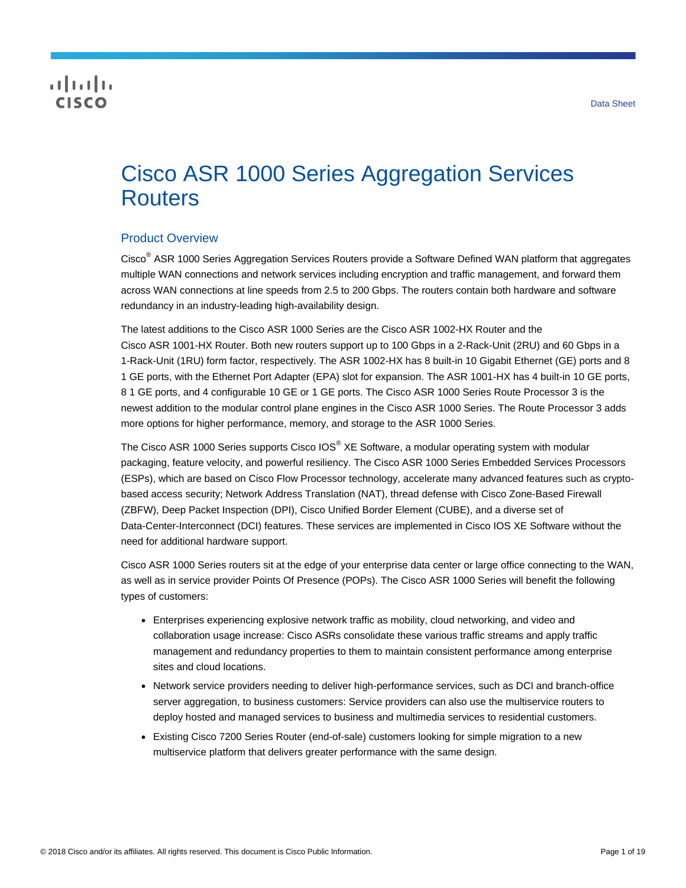# Cisco ASR 1000 Series Aggregation Services Routers

## Product Overview

Cisco® ASR 1000 Series Aggregation Services Routers provide a Software Defined WAN platform that aggregates multiple WAN connections and network services including encryption and traffic management, and forward them across WAN connections at line speeds from 2.5 to 200 Gbps. The routers contain both hardware and software redundancy in an industry-leading high-availability design.

The latest additions to the Cisco ASR 1000 Series are the Cisco ASR 1002-HX Router and the Cisco ASR 1001-HX Router. Both new routers support up to 100 Gbps in a 2-Rack-Unit (2RU) and 60 Gbps in a 1-Rack-Unit (1RU) form factor, respectively. The ASR 1002-HX has 8 built-in 10 Gigabit Ethernet (GE) ports and 8 1 GE ports, with the Ethernet Port Adapter (EPA) slot for expansion. The ASR 1001-HX has 4 built-in 10 GE ports, 8 1 GE ports, and 4 configurable 10 GE or 1 GE ports. The Cisco ASR 1000 Series Route Processor 3 is the newest addition to the modular control plane engines in the Cisco ASR 1000 Series. The Route Processor 3 adds more options for higher performance, memory, and storage to the ASR 1000 Series.

The Cisco ASR 1000 Series supports Cisco IOS® XE Software, a modular operating system with modular packaging, feature velocity, and powerful resiliency. The Cisco ASR 1000 Series Embedded Services Processors (ESPs), which are based on Cisco Flow Processor technology, accelerate many advanced features such as crypto-based access security; Network Address Translation (NAT), thread defense with Cisco Zone-Based Firewall (ZBFW), Deep Packet Inspection (DPI), Cisco Unified Border Element (CUBE), and a diverse set of Data-Center-Interconnect (DCI) features. These services are implemented in Cisco IOS XE Software without the need for additional hardware support.

Cisco ASR 1000 Series routers sit at the edge of your enterprise data center or large office connecting to the WAN, as well as in service provider Points Of Presence (POPs). The Cisco ASR 1000 Series will benefit the following types of customers:

- Enterprises experiencing explosive network traffic as mobility, cloud networking, and video and collaboration usage increase: Cisco ASRs consolidate these various traffic streams and apply traffic management and redundancy properties to them to maintain consistent performance among enterprise sites and cloud locations.
- Network service providers needing to deliver high-performance services, such as DCI and branch-office server aggregation, to business customers: Service providers can also use the multiservice routers to deploy hosted and managed services to business and multimedia services to residential customers.
- Existing Cisco 7200 Series Router (end-of-sale) customers looking for simple migration to a new multiservice platform that delivers greater performance with the same design.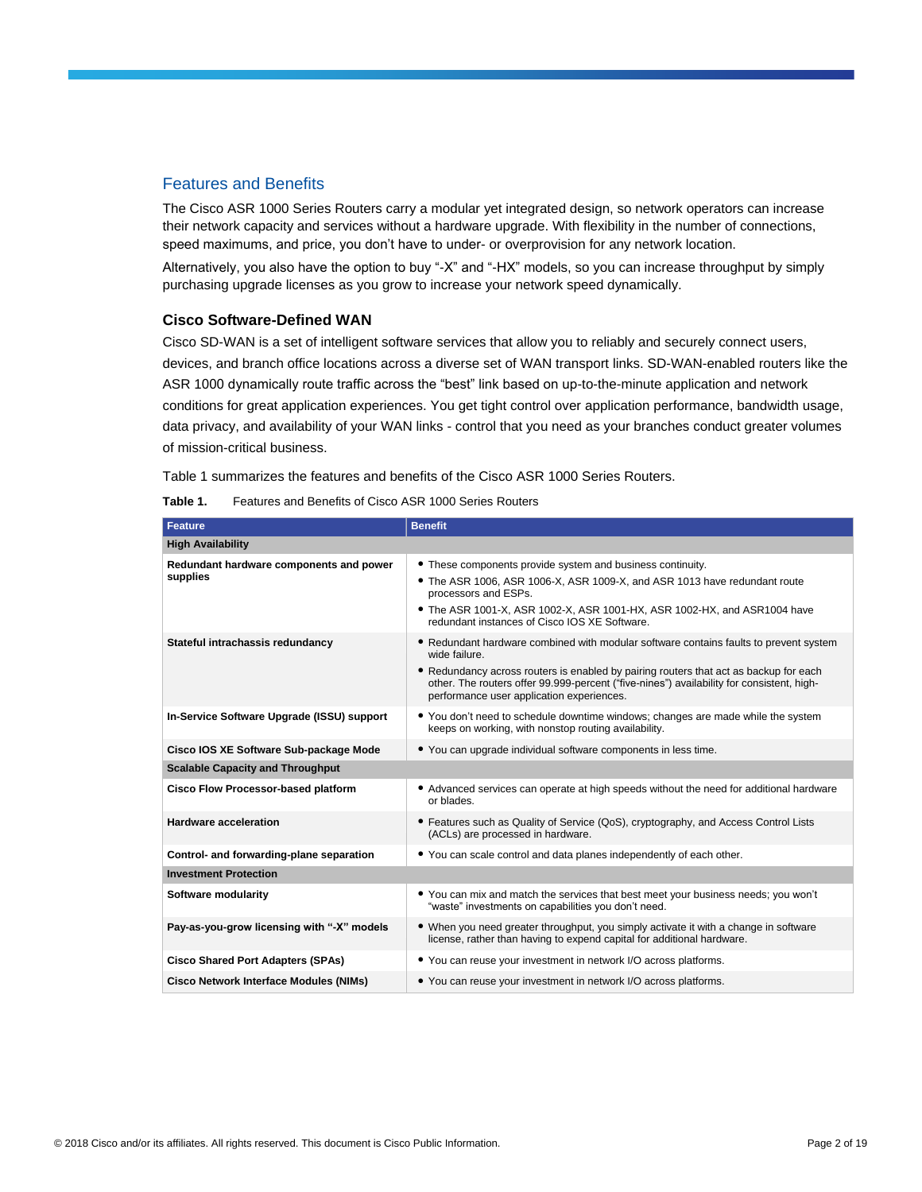## Features and Benefits

The Cisco ASR 1000 Series Routers carry a modular yet integrated design, so network operators can increase their network capacity and services without a hardware upgrade. With flexibility in the number of connections, speed maximums, and price, you don't have to under- or overprovision for any network location.

Alternatively, you also have the option to buy "-X" and "-HX" models, so you can increase throughput by simply purchasing upgrade licenses as you grow to increase your network speed dynamically.

### Cisco Software-Defined WAN

Cisco SD-WAN is a set of intelligent software services that allow you to reliably and securely connect users, devices, and branch office locations across a diverse set of WAN transport links. SD-WAN-enabled routers like the ASR 1000 dynamically route traffic across the "best" link based on up-to-the-minute application and network conditions for great application experiences. You get tight control over application performance, bandwidth usage, data privacy, and availability of your WAN links - control that you need as your branches conduct greater volumes of mission-critical business.

Table 1 summarizes the features and benefits of the Cisco ASR 1000 Series Routers.

**Table 1.** Features and Benefits of Cisco ASR 1000 Series Routers

| Feature | Benefit |
| --- | --- |
| **High Availability** | |
| **Redundant hardware components and power supplies** | • These components provide system and business continuity.<br>• The ASR 1006, ASR 1006-X, ASR 1009-X, and ASR 1013 have redundant route processors and ESPs.<br>• The ASR 1001-X, ASR 1002-X, ASR 1001-HX, ASR 1002-HX, and ASR1004 have redundant instances of Cisco IOS XE Software. |
| **Stateful intrachassis redundancy** | • Redundant hardware combined with modular software contains faults to prevent system wide failure.<br>• Redundancy across routers is enabled by pairing routers that act as backup for each other. The routers offer 99.999-percent ("five-nines") availability for consistent, high-performance user application experiences. |
| **In-Service Software Upgrade (ISSU) support** | • You don't need to schedule downtime windows; changes are made while the system keeps on working, with nonstop routing availability. |
| **Cisco IOS XE Software Sub-package Mode** | • You can upgrade individual software components in less time. |
| **Scalable Capacity and Throughput** | |
| **Cisco Flow Processor-based platform** | • Advanced services can operate at high speeds without the need for additional hardware or blades. |
| **Hardware acceleration** | • Features such as Quality of Service (QoS), cryptography, and Access Control Lists (ACLs) are processed in hardware. |
| **Control- and forwarding-plane separation** | • You can scale control and data planes independently of each other. |
| **Investment Protection** | |
| **Software modularity** | • You can mix and match the services that best meet your business needs; you won't "waste" investments on capabilities you don't need. |
| **Pay-as-you-grow licensing with "-X" models** | • When you need greater throughput, you simply activate it with a change in software license, rather than having to expend capital for additional hardware. |
| **Cisco Shared Port Adapters (SPAs)** | • You can reuse your investment in network I/O across platforms. |
| **Cisco Network Interface Modules (NIMs)** | • You can reuse your investment in network I/O across platforms. |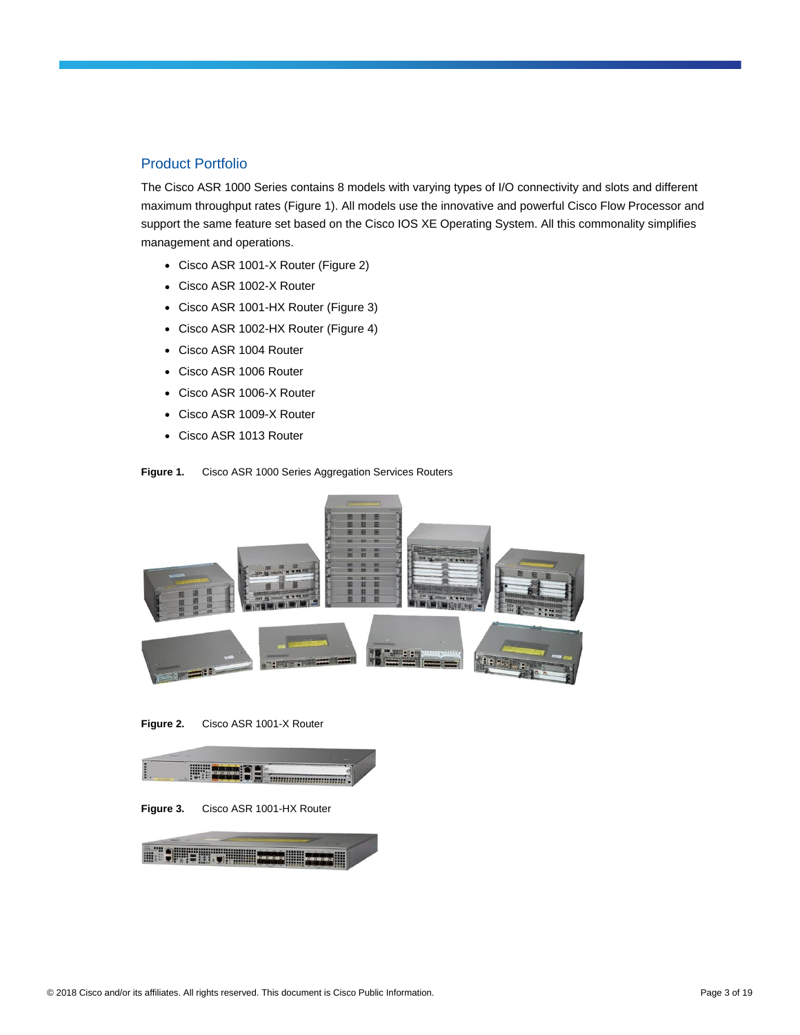## Product Portfolio

The Cisco ASR 1000 Series contains 8 models with varying types of I/O connectivity and slots and different maximum throughput rates (Figure 1). All models use the innovative and powerful Cisco Flow Processor and support the same feature set based on the Cisco IOS XE Operating System. All this commonality simplifies management and operations.

- Cisco ASR 1001-X Router (Figure 2)
- Cisco ASR 1002-X Router
- Cisco ASR 1001-HX Router (Figure 3)
- Cisco ASR 1002-HX Router (Figure 4)
- Cisco ASR 1004 Router
- Cisco ASR 1006 Router
- Cisco ASR 1006-X Router
- Cisco ASR 1009-X Router
- Cisco ASR 1013 Router

**Figure 1.** Cisco ASR 1000 Series Aggregation Services Routers

**Figure 2.** Cisco ASR 1001-X Router

**Figure 3.** Cisco ASR 1001-HX Router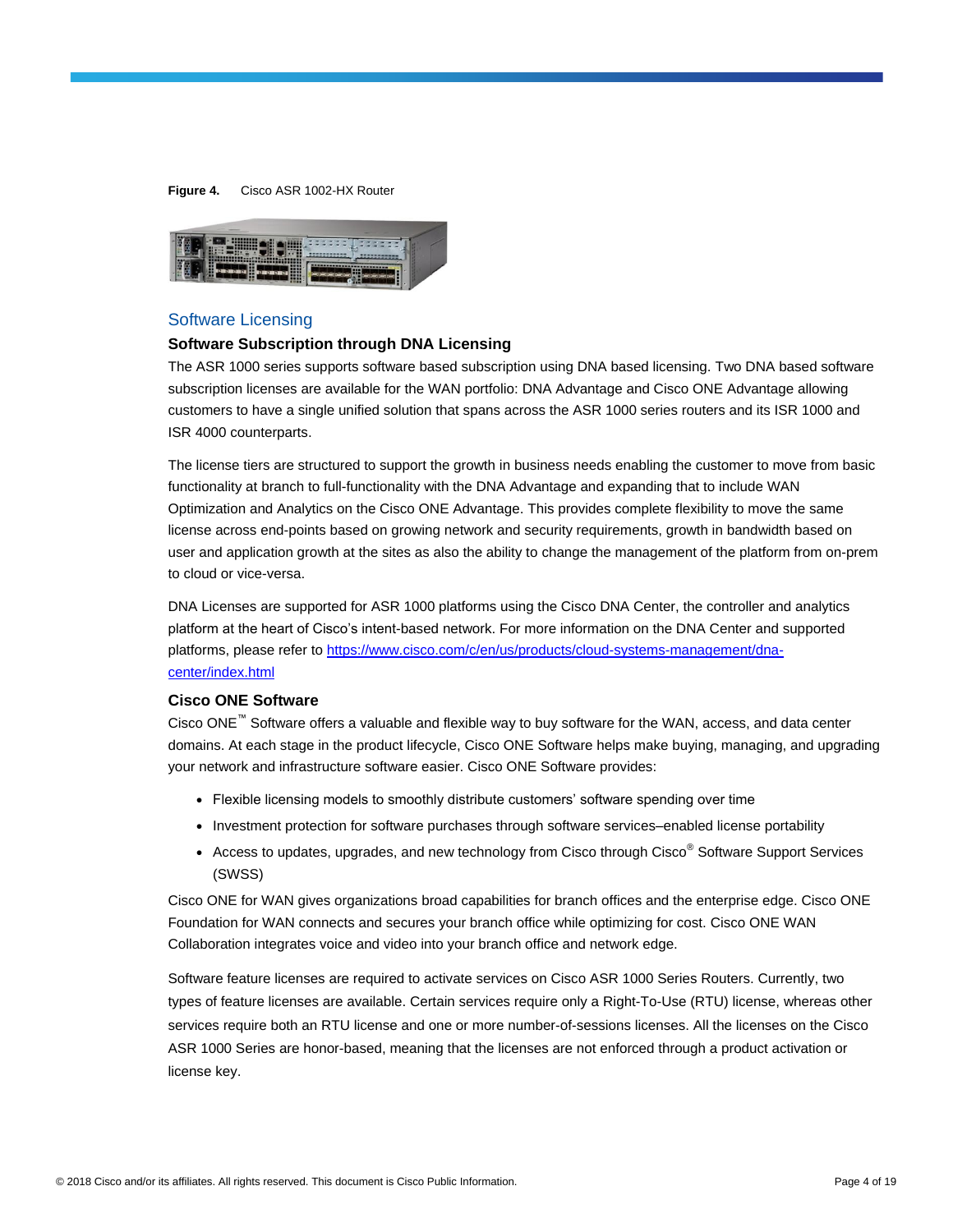**Figure 4.** Cisco ASR 1002-HX Router

## Software Licensing

### Software Subscription through DNA Licensing

The ASR 1000 series supports software based subscription using DNA based licensing. Two DNA based software subscription licenses are available for the WAN portfolio: DNA Advantage and Cisco ONE Advantage allowing customers to have a single unified solution that spans across the ASR 1000 series routers and its ISR 1000 and ISR 4000 counterparts.

The license tiers are structured to support the growth in business needs enabling the customer to move from basic functionality at branch to full-functionality with the DNA Advantage and expanding that to include WAN Optimization and Analytics on the Cisco ONE Advantage. This provides complete flexibility to move the same license across end-points based on growing network and security requirements, growth in bandwidth based on user and application growth at the sites as also the ability to change the management of the platform from on-prem to cloud or vice-versa.

DNA Licenses are supported for ASR 1000 platforms using the Cisco DNA Center, the controller and analytics platform at the heart of Cisco's intent-based network. For more information on the DNA Center and supported platforms, please refer to [https://www.cisco.com/c/en/us/products/cloud-systems-management/dna-center/index.html](https://www.cisco.com/c/en/us/products/cloud-systems-management/dna-center/index.html)

### Cisco ONE Software

Cisco ONE™ Software offers a valuable and flexible way to buy software for the WAN, access, and data center domains. At each stage in the product lifecycle, Cisco ONE Software helps make buying, managing, and upgrading your network and infrastructure software easier. Cisco ONE Software provides:

- Flexible licensing models to smoothly distribute customers' software spending over time
- Investment protection for software purchases through software services–enabled license portability
- Access to updates, upgrades, and new technology from Cisco through Cisco® Software Support Services (SWSS)

Cisco ONE for WAN gives organizations broad capabilities for branch offices and the enterprise edge. Cisco ONE Foundation for WAN connects and secures your branch office while optimizing for cost. Cisco ONE WAN Collaboration integrates voice and video into your branch office and network edge.

Software feature licenses are required to activate services on Cisco ASR 1000 Series Routers. Currently, two types of feature licenses are available. Certain services require only a Right-To-Use (RTU) license, whereas other services require both an RTU license and one or more number-of-sessions licenses. All the licenses on the Cisco ASR 1000 Series are honor-based, meaning that the licenses are not enforced through a product activation or license key.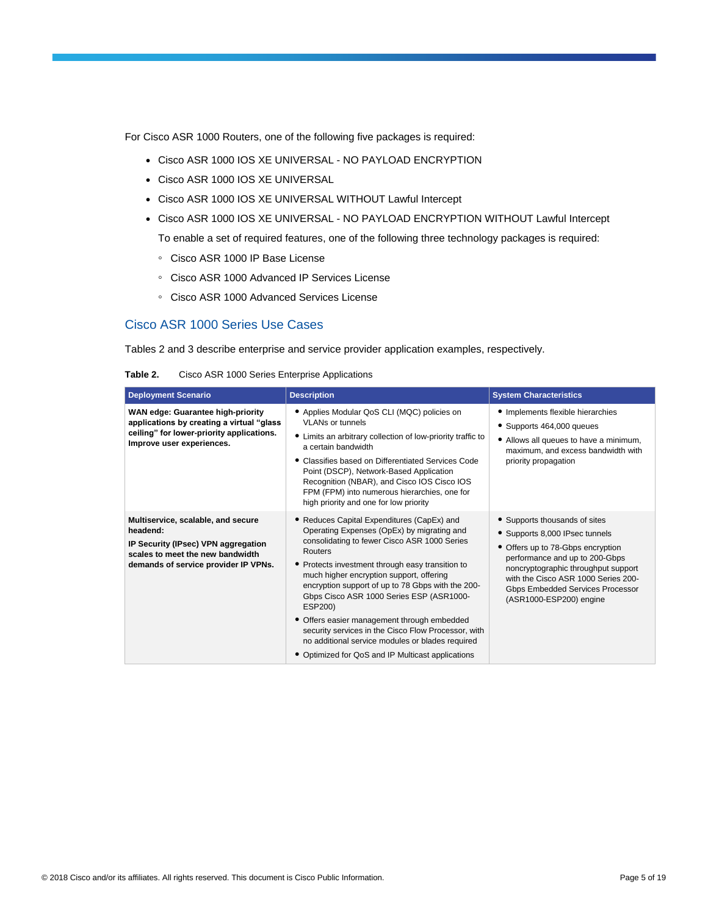For Cisco ASR 1000 Routers, one of the following five packages is required:

- Cisco ASR 1000 IOS XE UNIVERSAL - NO PAYLOAD ENCRYPTION
- Cisco ASR 1000 IOS XE UNIVERSAL
- Cisco ASR 1000 IOS XE UNIVERSAL WITHOUT Lawful Intercept
- Cisco ASR 1000 IOS XE UNIVERSAL - NO PAYLOAD ENCRYPTION WITHOUT Lawful Intercept

  To enable a set of required features, one of the following three technology packages is required:

  - Cisco ASR 1000 IP Base License
  - Cisco ASR 1000 Advanced IP Services License
  - Cisco ASR 1000 Advanced Services License

## Cisco ASR 1000 Series Use Cases

Tables 2 and 3 describe enterprise and service provider application examples, respectively.

**Table 2.** Cisco ASR 1000 Series Enterprise Applications

| Deployment Scenario | Description | System Characteristics |
|---|---|---|
| **WAN edge: Guarantee high-priority applications by creating a virtual "glass ceiling" for lower-priority applications. Improve user experiences.** | • Applies Modular QoS CLI (MQC) policies on VLANs or tunnels<br>• Limits an arbitrary collection of low-priority traffic to a certain bandwidth<br>• Classifies based on Differentiated Services Code Point (DSCP), Network-Based Application Recognition (NBAR), and Cisco IOS Cisco IOS FPM (FPM) into numerous hierarchies, one for high priority and one for low priority | • Implements flexible hierarchies<br>• Supports 464,000 queues<br>• Allows all queues to have a minimum, maximum, and excess bandwidth with priority propagation |
| **Multiservice, scalable, and secure headend:**<br>**IP Security (IPsec) VPN aggregation scales to meet the new bandwidth demands of service provider IP VPNs.** | • Reduces Capital Expenditures (CapEx) and Operating Expenses (OpEx) by migrating and consolidating to fewer Cisco ASR 1000 Series Routers<br>• Protects investment through easy transition to much higher encryption support, offering encryption support of up to 78 Gbps with the 200-Gbps Cisco ASR 1000 Series ESP (ASR1000-ESP200)<br>• Offers easier management through embedded security services in the Cisco Flow Processor, with no additional service modules or blades required<br>• Optimized for QoS and IP Multicast applications | • Supports thousands of sites<br>• Supports 8,000 IPsec tunnels<br>• Offers up to 78-Gbps encryption performance and up to 200-Gbps noncryptographic throughput support with the Cisco ASR 1000 Series 200-Gbps Embedded Services Processor (ASR1000-ESP200) engine |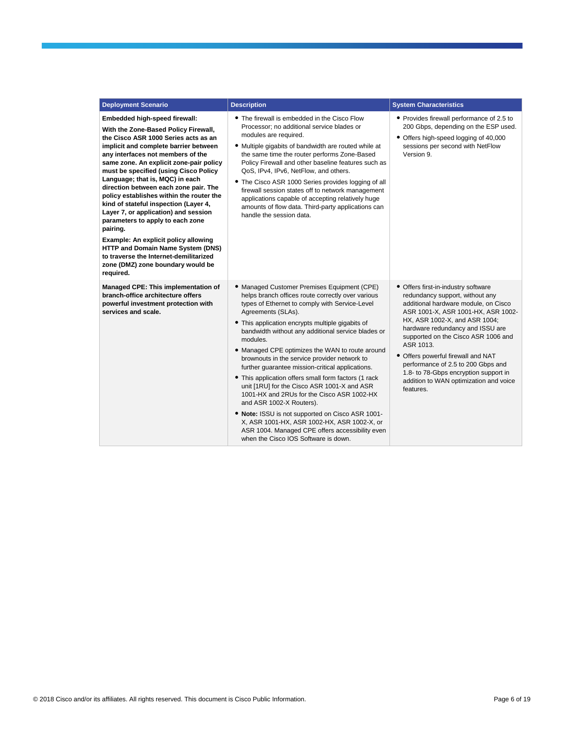| Deployment Scenario | Description | System Characteristics |
|---|---|---|
| **Embedded high-speed firewall:**<br><br>**With the Zone-Based Policy Firewall, the Cisco ASR 1000 Series acts as an implicit and complete barrier between any interfaces not members of the same zone. An explicit zone-pair policy must be specified (using Cisco Policy Language; that is, MQC) in each direction between each zone pair. The policy establishes within the router the kind of stateful inspection (Layer 4, Layer 7, or application) and session parameters to apply to each zone pairing.**<br><br>**Example: An explicit policy allowing HTTP and Domain Name System (DNS) to traverse the Internet-demilitarized zone (DMZ) zone boundary would be required.** | • The firewall is embedded in the Cisco Flow Processor; no additional service blades or modules are required.<br>• Multiple gigabits of bandwidth are routed while at the same time the router performs Zone-Based Policy Firewall and other baseline features such as QoS, IPv4, IPv6, NetFlow, and others.<br>• The Cisco ASR 1000 Series provides logging of all firewall session states off to network management applications capable of accepting relatively huge amounts of flow data. Third-party applications can handle the session data. | • Provides firewall performance of 2.5 to 200 Gbps, depending on the ESP used.<br>• Offers high-speed logging of 40,000 sessions per second with NetFlow Version 9. |
| **Managed CPE: This implementation of branch-office architecture offers powerful investment protection with services and scale.** | • Managed Customer Premises Equipment (CPE) helps branch offices route correctly over various types of Ethernet to comply with Service-Level Agreements (SLAs).<br>• This application encrypts multiple gigabits of bandwidth without any additional service blades or modules.<br>• Managed CPE optimizes the WAN to route around brownouts in the service provider network to further guarantee mission-critical applications.<br>• This application offers small form factors (1 rack unit [1RU] for the Cisco ASR 1001-X and ASR 1001-HX and 2RUs for the Cisco ASR 1002-HX and ASR 1002-X Routers).<br>• **Note:** ISSU is not supported on Cisco ASR 1001-X, ASR 1001-HX, ASR 1002-HX, ASR 1002-X, or ASR 1004. Managed CPE offers accessibility even when the Cisco IOS Software is down. | • Offers first-in-industry software redundancy support, without any additional hardware module, on Cisco ASR 1001-X, ASR 1001-HX, ASR 1002-HX, ASR 1002-X, and ASR 1004; hardware redundancy and ISSU are supported on the Cisco ASR 1006 and ASR 1013.<br>• Offers powerful firewall and NAT performance of 2.5 to 200 Gbps and 1.8- to 78-Gbps encryption support in addition to WAN optimization and voice features. |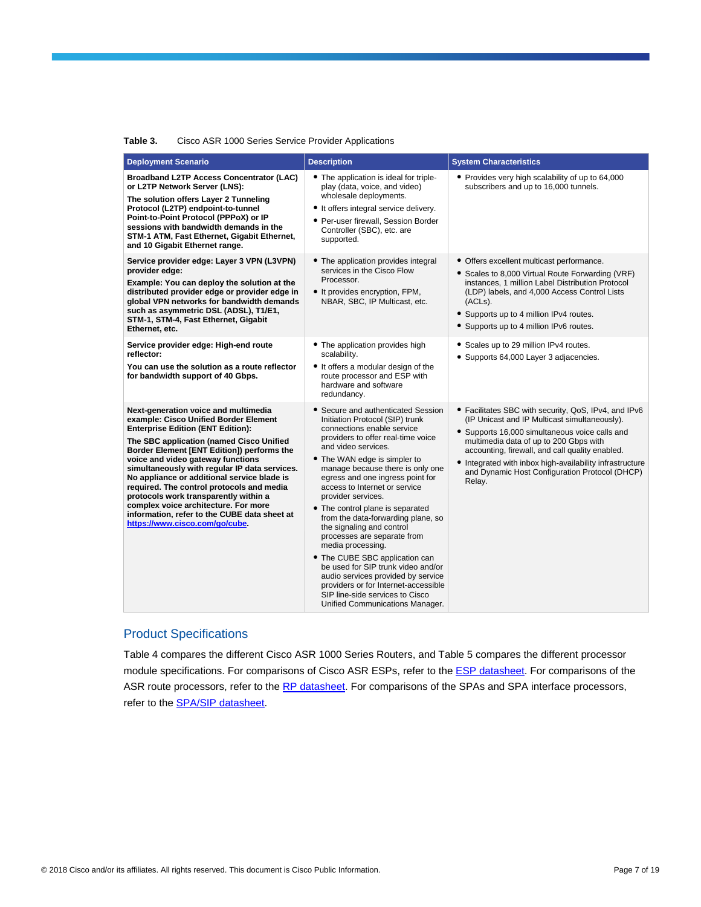**Table 3.** Cisco ASR 1000 Series Service Provider Applications

| Deployment Scenario | Description | System Characteristics |
|---|---|---|
| **Broadband L2TP Access Concentrator (LAC) or L2TP Network Server (LNS):**<br>**The solution offers Layer 2 Tunneling Protocol (L2TP) endpoint-to-tunnel Point-to-Point Protocol (PPPoX) or IP sessions with bandwidth demands in the STM-1 ATM, Fast Ethernet, Gigabit Ethernet, and 10 Gigabit Ethernet range.** | • The application is ideal for triple-play (data, voice, and video) wholesale deployments.<br>• It offers integral service delivery.<br>• Per-user firewall, Session Border Controller (SBC), etc. are supported. | • Provides very high scalability of up to 64,000 subscribers and up to 16,000 tunnels. |
| **Service provider edge: Layer 3 VPN (L3VPN) provider edge:**<br>**Example: You can deploy the solution at the distributed provider edge or provider edge in global VPN networks for bandwidth demands such as asymmetric DSL (ADSL), T1/E1, STM-1, STM-4, Fast Ethernet, Gigabit Ethernet, etc.** | • The application provides integral services in the Cisco Flow Processor.<br>• It provides encryption, FPM, NBAR, SBC, IP Multicast, etc. | • Offers excellent multicast performance.<br>• Scales to 8,000 Virtual Route Forwarding (VRF) instances, 1 million Label Distribution Protocol (LDP) labels, and 4,000 Access Control Lists (ACLs).<br>• Supports up to 4 million IPv4 routes.<br>• Supports up to 4 million IPv6 routes. |
| **Service provider edge: High-end route reflector:**<br>**You can use the solution as a route reflector for bandwidth support of 40 Gbps.** | • The application provides high scalability.<br>• It offers a modular design of the route processor and ESP with hardware and software redundancy. | • Scales up to 29 million IPv4 routes.<br>• Supports 64,000 Layer 3 adjacencies. |
| **Next-generation voice and multimedia example: Cisco Unified Border Element Enterprise Edition (ENT Edition):**<br>**The SBC application (named Cisco Unified Border Element [ENT Edition]) performs the voice and video gateway functions simultaneously with regular IP data services. No appliance or additional service blade is required. The control protocols and media protocols work transparently within a complex voice architecture. For more information, refer to the CUBE data sheet at [https://www.cisco.com/go/cube](https://www.cisco.com/go/cube).** | • Secure and authenticated Session Initiation Protocol (SIP) trunk connections enable service providers to offer real-time voice and video services.<br>• The WAN edge is simpler to manage because there is only one egress and one ingress point for access to Internet or service provider services.<br>• The control plane is separated from the data-forwarding plane, so the signaling and control processes are separate from media processing.<br>• The CUBE SBC application can be used for SIP trunk video and/or audio services provided by service providers or for Internet-accessible SIP line-side services to Cisco Unified Communications Manager. | • Facilitates SBC with security, QoS, IPv4, and IPv6 (IP Unicast and IP Multicast simultaneously).<br>• Supports 16,000 simultaneous voice calls and multimedia data of up to 200 Gbps with accounting, firewall, and call quality enabled.<br>• Integrated with inbox high-availability infrastructure and Dynamic Host Configuration Protocol (DHCP) Relay. |

## Product Specifications

Table 4 compares the different Cisco ASR 1000 Series Routers, and Table 5 compares the different processor module specifications. For comparisons of Cisco ASR ESPs, refer to the ESP datasheet. For comparisons of the ASR route processors, refer to the RP datasheet. For comparisons of the SPAs and SPA interface processors, refer to the SPA/SIP datasheet.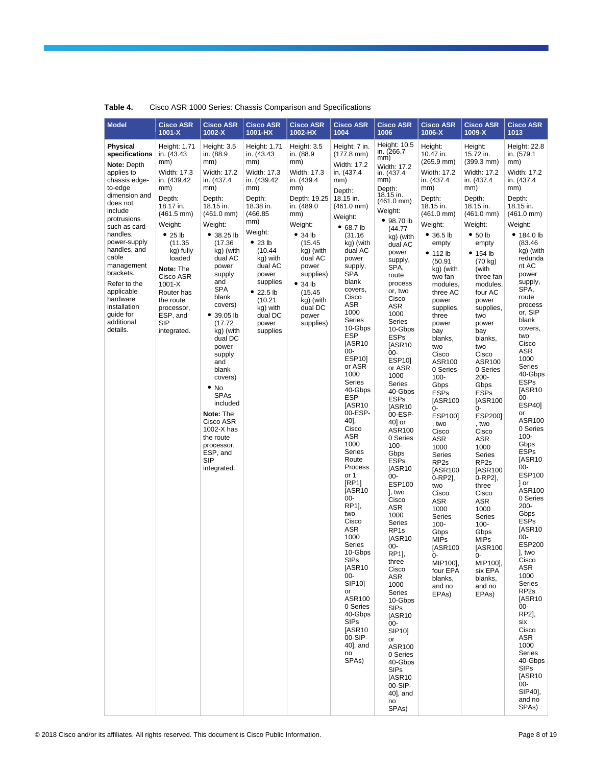**Table 4.** Cisco ASR 1000 Series: Chassis Comparison and Specifications

| Model | Cisco ASR 1001-X | Cisco ASR 1002-X | Cisco ASR 1001-HX | Cisco ASR 1002-HX | Cisco ASR 1004 | Cisco ASR 1006 | Cisco ASR 1006-X | Cisco ASR 1009-X | Cisco ASR 1013 |
|---|---|---|---|---|---|---|---|---|---|
| **Physical specifications**<br>**Note:** Depth applies to chassis edge-to-edge dimension and does not include protrusions such as card handles, power-supply handles, and cable management brackets.<br>Refer to the applicable hardware installation guide for additional details. | Height: 1.71 in. (43.43 mm)<br>Width: 17.3 in. (439.42 mm)<br>Depth: 18.17 in. (461.5 mm)<br>Weight:<br>• 25 lb (11.35 kg) fully loaded<br>**Note:** The Cisco ASR 1001-X Router has the route processor, ESP, and SIP integrated. | Height: 3.5 in. (88.9 mm)<br>Width: 17.2 in. (437.4 mm)<br>Depth: 18.15 in. (461.0 mm)<br>Weight:<br>• 38.25 lb (17.36 kg) (with dual AC power supply and SPA blank covers)<br>• 39.05 lb (17.72 kg) (with dual DC power supply and blank covers)<br>• No SPAs included<br>**Note:** The Cisco ASR 1002-X has the route processor, ESP, and SIP integrated. | Height: 1.71 in. (43.43 mm)<br>Width: 17.3 in. (439.42 mm)<br>Depth: 18.38 in. (466.85 mm)<br>Weight:<br>• 23 lb (10.44 kg) with dual AC power supplies<br>• 22.5 lb (10.21 kg) with dual DC power supplies | Height: 3.5 in. (88.9 mm)<br>Width: 17.3 in. (439.4 mm)<br>Depth: 19.25 in. (489.0 mm)<br>Weight:<br>• 34 lb (15.45 kg) (with dual AC power supplies)<br>• 34 lb (15.45 kg) (with dual DC power supplies) | Height: 7 in. (177.8 mm)<br>Width: 17.2 in. (437.4 mm)<br>Depth: 18.15 in. (461.0 mm)<br>Weight:<br>• 68.7 lb (31.16 kg) (with dual AC power supply, SPA blank covers, Cisco ASR 1000 Series 10-Gbps ESP [ASR1000-ESP10] or ASR 1000 Series 40-Gbps ESP [ASR1000-ESP-40], Cisco ASR 1000 Series Route Process or 1 [RP1] [ASR1000-RP1], two Cisco ASR 1000 Series 10-Gbps SIPs [ASR1000-SIP10] or ASR1000 Series 40-Gbps SIPs [ASR1000-SIP-40], and no SPAs) | Height: 10.5 in. (266.7 mm)<br>Width: 17.2 in. (437.4 mm)<br>Depth: 18.15 in. (461.0 mm)<br>Weight:<br>• 98.70 lb (44.77 kg) (with dual AC power supply, SPA, route process or, two Cisco ASR 1000 Series 10-Gbps ESPs [ASR1000-ESP10] or ASR 1000 Series 40-Gbps ESPs [ASR1000-ESP-40] or ASR1000 Series 100-Gbps ESPs [ASR1000-ESP100], two Cisco ASR 1000 Series RP1s [ASR1000-RP1], three Cisco ASR 1000 Series 10-Gbps SIPs [ASR1000-SIP10] or ASR1000 Series 40-Gbps SIPs [ASR1000-SIP-40], and no SPAs) | Height: 10.47 in. (265.9 mm)<br>Width: 17.2 in. (437.4 mm)<br>Depth: 18.15 in. (461.0 mm)<br>Weight:<br>• 36.5 lb empty<br>• 112 lb (50.91 kg) (with two fan modules, three AC power supplies, three power bay blanks, two Cisco ASR1000 Series 100-Gbps ESPs [ASR1000-ESP100], two Cisco ASR 1000 Series RP2s [ASR1000-RP2], two Cisco ASR 1000 Series 100-Gbps MIPs [ASR1000-MIP100], four EPA blanks, and no EPAs) | Height: 15.72 in. (399.3 mm)<br>Width: 17.2 in. (437.4 mm)<br>Depth: 18.15 in. (461.0 mm)<br>Weight:<br>• 50 lb empty<br>• 154 lb (70 kg) (with three fan modules, four AC power supplies, two power bay blanks, two Cisco ASR1000 Series 200-Gbps ESPs [ASR1000-ESP200], two Cisco ASR 1000 Series RP2s [ASR1000-RP2], three Cisco ASR 1000 Series 100-Gbps MIPs [ASR1000-MIP100], six EPA blanks, and no EPAs) | Height: 22.8 in. (579.1 mm)<br>Width: 17.2 in. (437.4 mm)<br>Depth: 18.15 in. (461.0 mm)<br>Weight:<br>• 184.0 lb (83.46 kg) (with redundant AC power supply, SPA, route process or, SIP blank covers, two Cisco ASR 1000 Series 40-Gbps ESPs [ASR1000-ESP40] or ASR1000 Series 100-Gbps ESPs [ASR1000-ESP100] or ASR1000 Series 200-Gbps ESPs [ASR1000-ESP200], two Cisco ASR 1000 Series RP2s [ASR1000-RP2], six Cisco ASR 1000 Series 40-Gbps SIPs [ASR1000-SIP40], and no SPAs) |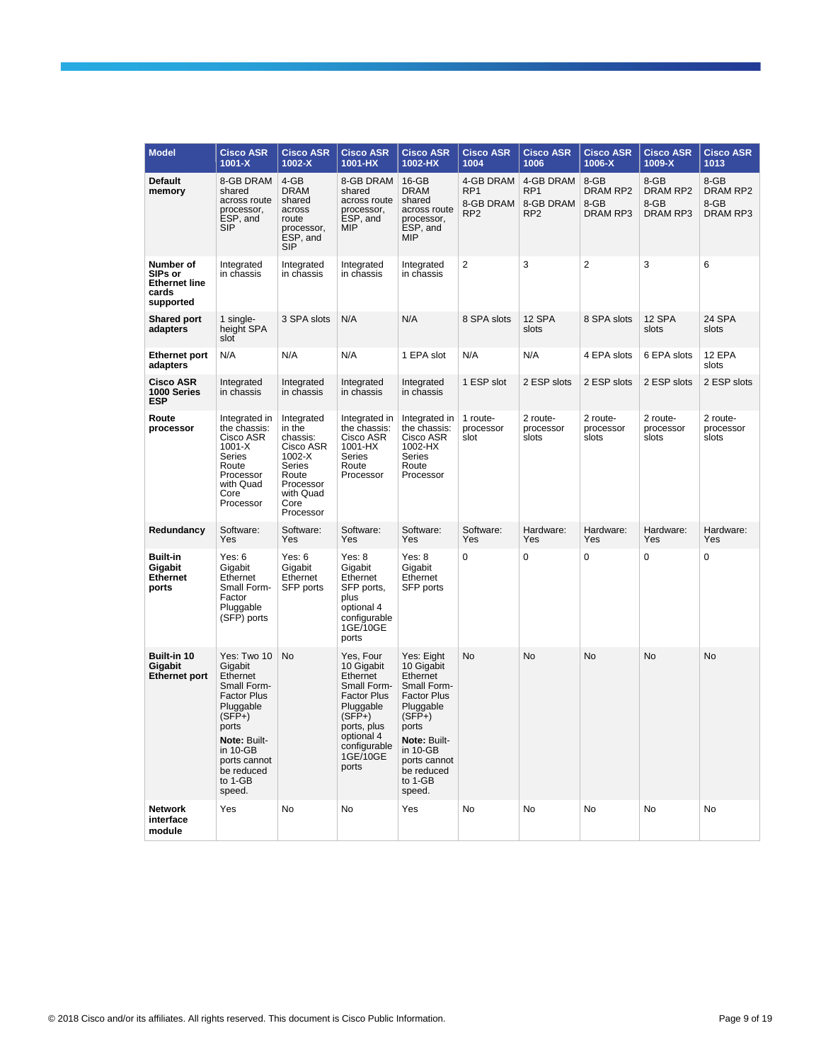| Model | Cisco ASR 1001-X | Cisco ASR 1002-X | Cisco ASR 1001-HX | Cisco ASR 1002-HX | Cisco ASR 1004 | Cisco ASR 1006 | Cisco ASR 1006-X | Cisco ASR 1009-X | Cisco ASR 1013 |
|---|---|---|---|---|---|---|---|---|---|
| **Default memory** | 8-GB DRAM shared across route processor, ESP, and SIP | 4-GB DRAM shared across route processor, ESP, and SIP | 8-GB DRAM shared across route processor, ESP, and MIP | 16-GB DRAM shared across route processor, ESP, and MIP | 4-GB DRAM RP1 8-GB DRAM RP2 | 4-GB DRAM RP1 8-GB DRAM RP2 | 8-GB DRAM RP2 8-GB DRAM RP3 | 8-GB DRAM RP2 8-GB DRAM RP3 | 8-GB DRAM RP2 8-GB DRAM RP3 |
| **Number of SIPs or Ethernet line cards supported** | Integrated in chassis | Integrated in chassis | Integrated in chassis | Integrated in chassis | 2 | 3 | 2 | 3 | 6 |
| **Shared port adapters** | 1 single-height SPA slot | 3 SPA slots | N/A | N/A | 8 SPA slots | 12 SPA slots | 8 SPA slots | 12 SPA slots | 24 SPA slots |
| **Ethernet port adapters** | N/A | N/A | N/A | 1 EPA slot | N/A | N/A | 4 EPA slots | 6 EPA slots | 12 EPA slots |
| **Cisco ASR 1000 Series ESP** | Integrated in chassis | Integrated in chassis | Integrated in chassis | Integrated in chassis | 1 ESP slot | 2 ESP slots | 2 ESP slots | 2 ESP slots | 2 ESP slots |
| **Route processor** | Integrated in the chassis: Cisco ASR 1001-X Series Route Processor with Quad Core Processor | Integrated in the chassis: Cisco ASR 1002-X Series Route Processor with Quad Core Processor | Integrated in the chassis: Cisco ASR 1001-HX Series Route Processor | Integrated in the chassis: Cisco ASR 1002-HX Series Route Processor | 1 route-processor slot | 2 route-processor slots | 2 route-processor slots | 2 route-processor slots | 2 route-processor slots |
| **Redundancy** | Software: Yes | Software: Yes | Software: Yes | Software: Yes | Software: Yes | Hardware: Yes | Hardware: Yes | Hardware: Yes | Hardware: Yes |
| **Built-in Gigabit Ethernet ports** | Yes: 6 Gigabit Ethernet Small Form-Factor Pluggable (SFP) ports | Yes: 6 Gigabit Ethernet SFP ports | Yes: 8 Gigabit Ethernet SFP ports, plus optional 4 configurable 1GE/10GE ports | Yes: 8 Gigabit Ethernet SFP ports | 0 | 0 | 0 | 0 | 0 |
| **Built-in 10 Gigabit Ethernet port** | Yes: Two 10 Gigabit Ethernet Small Form-Factor Plus Pluggable (SFP+) ports<br>**Note:** Built-in 10-GB ports cannot be reduced to 1-GB speed. | No | Yes, Four 10 Gigabit Ethernet Small Form-Factor Plus Pluggable (SFP+) ports, plus optional 4 configurable 1GE/10GE ports | Yes: Eight 10 Gigabit Ethernet Small Form-Factor Plus Pluggable (SFP+) ports<br>**Note:** Built-in 10-GB ports cannot be reduced to 1-GB speed. | No | No | No | No | No |
| **Network interface module** | Yes | No | No | Yes | No | No | No | No | No |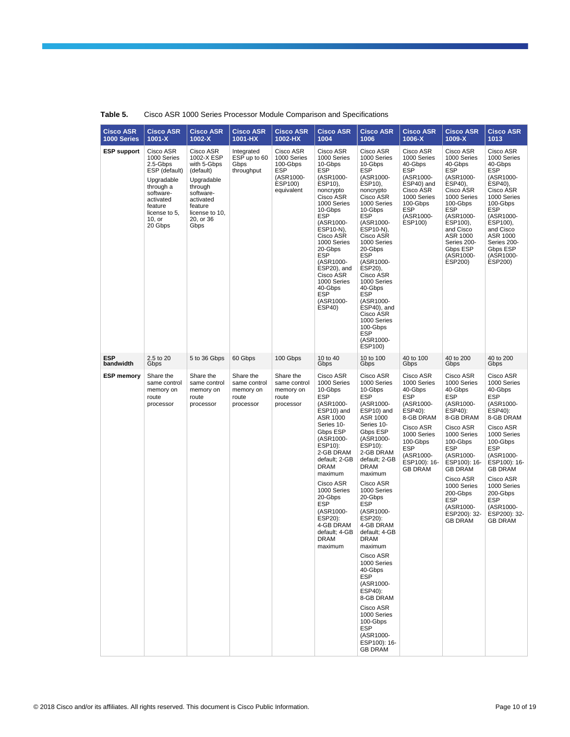**Table 5.** Cisco ASR 1000 Series Processor Module Comparison and Specifications

| Cisco ASR 1000 Series | Cisco ASR 1001-X | Cisco ASR 1002-X | Cisco ASR 1001-HX | Cisco ASR 1002-HX | Cisco ASR 1004 | Cisco ASR 1006 | Cisco ASR 1006-X | Cisco ASR 1009-X | Cisco ASR 1013 |
|---|---|---|---|---|---|---|---|---|---|
| **ESP support** | Cisco ASR 1000 Series 2.5-Gbps ESP (default) Upgradable through a software-activated feature license to 5, 10, or 20 Gbps | Cisco ASR 1002-X ESP with 5-Gbps (default) Upgradable through software-activated feature license to 10, 20, or 36 Gbps | Integrated ESP up to 60 Gbps throughput | Cisco ASR 1000 Series 100-Gbps ESP (ASR1000-ESP100) equivalent | Cisco ASR 1000 Series 10-Gbps ESP (ASR1000-ESP10), noncrypto Cisco ASR 1000 Series 10-Gbps ESP (ASR1000-ESP10-N), Cisco ASR 1000 Series 20-Gbps ESP (ASR1000-ESP20), and Cisco ASR 1000 Series 40-Gbps ESP (ASR1000-ESP40) | Cisco ASR 1000 Series 10-Gbps ESP (ASR1000-ESP10), noncrypto Cisco ASR 1000 Series 10-Gbps ESP (ASR1000-ESP10-N), Cisco ASR 1000 Series 20-Gbps ESP (ASR1000-ESP20), Cisco ASR 1000 Series 40-Gbps ESP (ASR1000-ESP40), and Cisco ASR 1000 Series 100-Gbps ESP (ASR1000-ESP100) | Cisco ASR 1000 Series 40-Gbps ESP (ASR1000-ESP40) and Cisco ASR 1000 Series 100-Gbps ESP (ASR1000-ESP100) | Cisco ASR 1000 Series 40-Gbps ESP (ASR1000-ESP40), Cisco ASR 1000 Series 100-Gbps ESP (ASR1000-ESP100), and Cisco ASR 1000 Series 200-Gbps ESP (ASR1000-ESP200) | Cisco ASR 1000 Series 40-Gbps ESP (ASR1000-ESP40), Cisco ASR 1000 Series 100-Gbps ESP (ASR1000-ESP100), and Cisco ASR 1000 Series 200-Gbps ESP (ASR1000-ESP200) |
| **ESP bandwidth** | 2.5 to 20 Gbps | 5 to 36 Gbps | 60 Gbps | 100 Gbps | 10 to 40 Gbps | 10 to 100 Gbps | 40 to 100 Gbps | 40 to 200 Gbps | 40 to 200 Gbps |
| **ESP memory** | Share the same control memory on route processor | Share the same control memory on route processor | Share the same control memory on route processor | Share the same control memory on route processor | Cisco ASR 1000 Series 10-Gbps ESP (ASR1000-ESP10) and ASR 1000 Series 10-Gbps ESP (ASR1000-ESP10): 2-GB DRAM default; 2-GB DRAM maximum<br>Cisco ASR 1000 Series 20-Gbps ESP (ASR1000-ESP20): 4-GB DRAM default; 4-GB DRAM maximum | Cisco ASR 1000 Series 10-Gbps ESP (ASR1000-ESP10) and ASR 1000 Series 10-Gbps ESP (ASR1000-ESP10): 2-GB DRAM default; 2-GB DRAM maximum<br>Cisco ASR 1000 Series 20-Gbps ESP (ASR1000-ESP20): 4-GB DRAM default; 4-GB DRAM maximum<br>Cisco ASR 1000 Series 40-Gbps ESP (ASR1000-ESP40): 8-GB DRAM<br>Cisco ASR 1000 Series 100-Gbps ESP (ASR1000-ESP100): 16-GB DRAM | Cisco ASR 1000 Series 40-Gbps ESP (ASR1000-ESP40): 8-GB DRAM<br>Cisco ASR 1000 Series 100-Gbps ESP (ASR1000-ESP100): 16-GB DRAM | Cisco ASR 1000 Series 40-Gbps ESP (ASR1000-ESP40): 8-GB DRAM<br>Cisco ASR 1000 Series 100-Gbps ESP (ASR1000-ESP100): 16-GB DRAM<br>Cisco ASR 1000 Series 200-Gbps ESP (ASR1000-ESP200): 32-GB DRAM | Cisco ASR 1000 Series 40-Gbps ESP (ASR1000-ESP40): 8-GB DRAM<br>Cisco ASR 1000 Series 100-Gbps ESP (ASR1000-ESP100): 16-GB DRAM<br>Cisco ASR 1000 Series 200-Gbps ESP (ASR1000-ESP200): 32-GB DRAM |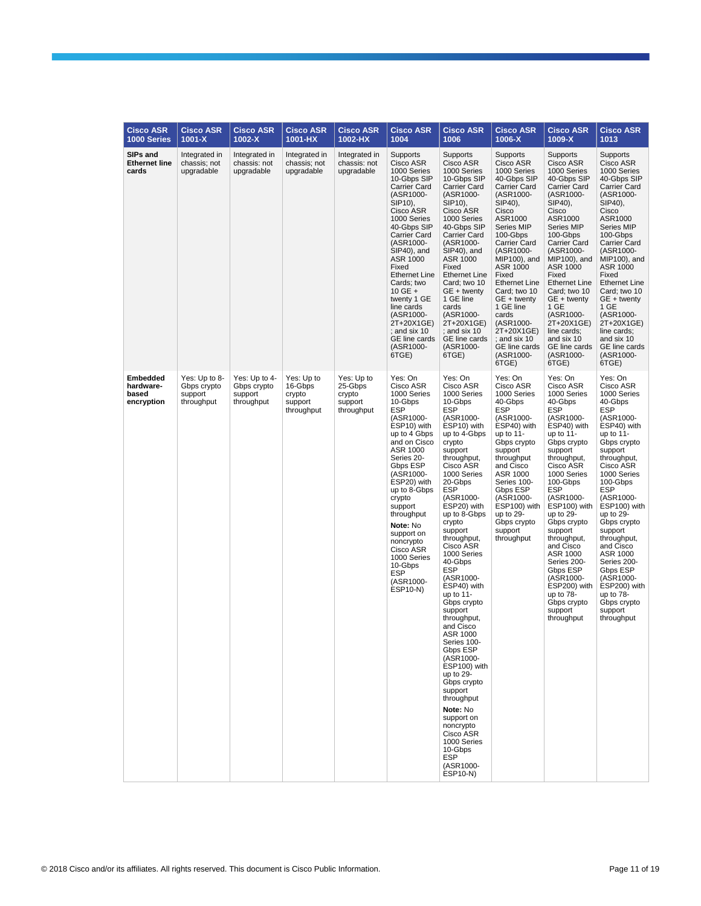| Cisco ASR 1000 Series | Cisco ASR 1001-X | Cisco ASR 1002-X | Cisco ASR 1001-HX | Cisco ASR 1002-HX | Cisco ASR 1004 | Cisco ASR 1006 | Cisco ASR 1006-X | Cisco ASR 1009-X | Cisco ASR 1013 |
|---|---|---|---|---|---|---|---|---|---|
| **SIPs and Ethernet line cards** | Integrated in chassis; not upgradable | Integrated in chassis: not upgradable | Integrated in chassis; not upgradable | Integrated in chassis: not upgradable | Supports Cisco ASR 1000 Series 10-Gbps SIP Carrier Card (ASR1000-SIP10), Cisco ASR 1000 Series 40-Gbps SIP Carrier Card (ASR1000-SIP40), and ASR 1000 Fixed Ethernet Line Cards; two 10 GE + twenty 1 GE line cards (ASR1000-2T+20X1GE) ; and six 10 GE line cards (ASR1000-6TGE) | Supports Cisco ASR 1000 Series 10-Gbps SIP Carrier Card (ASR1000-SIP10), Cisco ASR 1000 Series 40-Gbps SIP Carrier Card (ASR1000-SIP40), and ASR 1000 Fixed Ethernet Line Card; two 10 GE + twenty 1 GE line cards (ASR1000-2T+20X1GE) ; and six 10 GE line cards (ASR1000-6TGE) | Supports Cisco ASR 1000 Series 40-Gbps SIP Carrier Card (ASR1000-SIP40), Cisco ASR1000 Series MIP 100-Gbps Carrier Card (ASR1000-MIP100), and ASR 1000 Fixed Ethernet Line Card; two 10 GE + twenty 1 GE line cards (ASR1000-2T+20X1GE) ; and six 10 GE line cards (ASR1000-6TGE) | Supports Cisco ASR 1000 Series 40-Gbps SIP Carrier Card (ASR1000-SIP40), Cisco ASR1000 Series MIP 100-Gbps Carrier Card (ASR1000-MIP100), and ASR 1000 Fixed Ethernet Line Card; two 10 GE + twenty 1 GE (ASR1000-2T+20X1GE) line cards; and six 10 GE line cards (ASR1000-6TGE) | Supports Cisco ASR 1000 Series 40-Gbps SIP Carrier Card (ASR1000-SIP40), Cisco ASR1000 Series MIP 100-Gbps Carrier Card (ASR1000-MIP100), and ASR 1000 Fixed Ethernet Line Card; two 10 GE + twenty 1 GE (ASR1000-2T+20X1GE) line cards; and six 10 GE line cards (ASR1000-6TGE) |
| **Embedded hardware-based encryption** | Yes: Up to 8-Gbps crypto support throughput | Yes: Up to 4-Gbps crypto support throughput | Yes: Up to 16-Gbps crypto support throughput | Yes: Up to 25-Gbps crypto support throughput | Yes: On Cisco ASR 1000 Series 10-Gbps ESP (ASR1000-ESP10) with up to 4 Gbps and on Cisco ASR 1000 Series 20-Gbps ESP (ASR1000-ESP20) with up to 8-Gbps crypto support throughput<br><br>**Note:** No support on noncrypto Cisco ASR 1000 Series 10-Gbps ESP (ASR1000-ESP10-N) | Yes: On Cisco ASR 1000 Series 10-Gbps ESP (ASR1000-ESP10) with up to 4-Gbps crypto support throughput, Cisco ASR 1000 Series 20-Gbps ESP (ASR1000-ESP20) with up to 8-Gbps crypto support throughput, Cisco ASR 1000 Series 40-Gbps ESP (ASR1000-ESP40) with up to 11-Gbps crypto support throughput, and Cisco ASR 1000 Series 100-Gbps ESP (ASR1000-ESP100) with up to 29-Gbps crypto support throughput<br><br>**Note:** No support on noncrypto Cisco ASR 1000 Series 10-Gbps ESP (ASR1000-ESP10-N) | Yes: On Cisco ASR 1000 Series 40-Gbps ESP (ASR1000-ESP40) with up to 11-Gbps crypto support throughput and Cisco ASR 1000 Series 100-Gbps ESP (ASR1000-ESP100) with up to 29-Gbps crypto support throughput | Yes: On Cisco ASR 1000 Series 40-Gbps ESP (ASR1000-ESP40) with up to 11-Gbps crypto support throughput, Cisco ASR 1000 Series 100-Gbps ESP (ASR1000-ESP100) with up to 29-Gbps crypto support throughput, and Cisco ASR 1000 Series 200-Gbps ESP (ASR1000-ESP200) with up to 78-Gbps crypto support throughput | Yes: On Cisco ASR 1000 Series 40-Gbps ESP (ASR1000-ESP40) with up to 11-Gbps crypto support throughput, Cisco ASR 1000 Series 100-Gbps ESP (ASR1000-ESP100) with up to 29-Gbps crypto support throughput, and Cisco ASR 1000 Series 200-Gbps ESP (ASR1000-ESP200) with up to 78-Gbps crypto support throughput |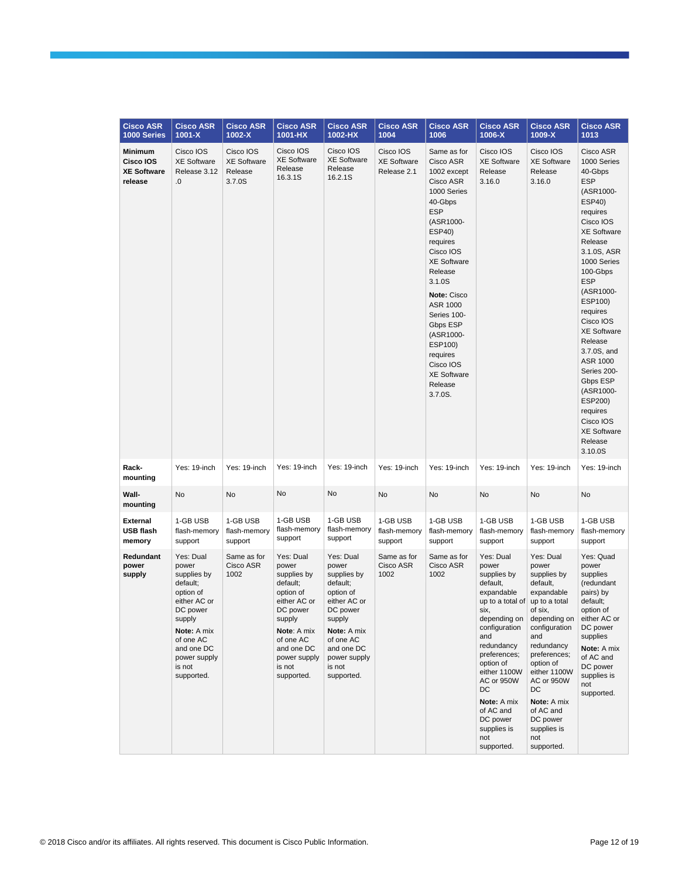| Cisco ASR 1000 Series | Cisco ASR 1001-X | Cisco ASR 1002-X | Cisco ASR 1001-HX | Cisco ASR 1002-HX | Cisco ASR 1004 | Cisco ASR 1006 | Cisco ASR 1006-X | Cisco ASR 1009-X | Cisco ASR 1013 |
|---|---|---|---|---|---|---|---|---|---|
| **Minimum Cisco IOS XE Software release** | Cisco IOS XE Software Release 3.12 .0 | Cisco IOS XE Software Release 3.7.0S | Cisco IOS XE Software Release 16.3.1S | Cisco IOS XE Software Release 16.2.1S | Cisco IOS XE Software Release 2.1 | Same as for Cisco ASR 1002 except Cisco ASR 1000 Series 40-Gbps ESP (ASR1000-ESP40) requires Cisco IOS XE Software Release 3.1.0S **Note:** Cisco ASR 1000 Series 100-Gbps ESP (ASR1000-ESP100) requires Cisco IOS XE Software Release 3.7.0S. | Cisco IOS XE Software Release 3.16.0 | Cisco IOS XE Software Release 3.16.0 | Cisco ASR 1000 Series 40-Gbps ESP (ASR1000-ESP40) requires Cisco IOS XE Software Release 3.1.0S, ASR 1000 Series 100-Gbps ESP (ASR1000-ESP100) requires Cisco IOS XE Software Release 3.7.0S, and ASR 1000 Series 200-Gbps ESP (ASR1000-ESP200) requires Cisco IOS XE Software Release 3.10.0S |
| **Rack-mounting** | Yes: 19-inch | Yes: 19-inch | Yes: 19-inch | Yes: 19-inch | Yes: 19-inch | Yes: 19-inch | Yes: 19-inch | Yes: 19-inch | Yes: 19-inch |
| **Wall-mounting** | No | No | No | No | No | No | No | No | No |
| **External USB flash memory** | 1-GB USB flash-memory support | 1-GB USB flash-memory support | 1-GB USB flash-memory support | 1-GB USB flash-memory support | 1-GB USB flash-memory support | 1-GB USB flash-memory support | 1-GB USB flash-memory support | 1-GB USB flash-memory support | 1-GB USB flash-memory support |
| **Redundant power supply** | Yes: Dual power supplies by default; option of either AC or DC power supply **Note:** A mix of one AC and one DC power supply is not supported. | Same as for Cisco ASR 1002 | Yes: Dual power supplies by default; option of either AC or DC power supply **Note**: A mix of one AC and one DC power supply is not supported. | Yes: Dual power supplies by default; option of either AC or DC power supply **Note:** A mix of one AC and one DC power supply is not supported. | Same as for Cisco ASR 1002 | Same as for Cisco ASR 1002 | Yes: Dual power supplies by default, expandable up to a total of six, depending on configuration and redundancy preferences; option of either 1100W AC or 950W DC **Note:** A mix of AC and DC power supplies is not supported. | Yes: Dual power supplies by default, expandable up to a total of six, depending on configuration and redundancy preferences; option of either 1100W AC or 950W DC **Note:** A mix of AC and DC power supplies is not supported. | Yes: Quad power supplies (redundant pairs) by default; option of either AC or DC power supplies **Note:** A mix of AC and DC power supplies is not supported. |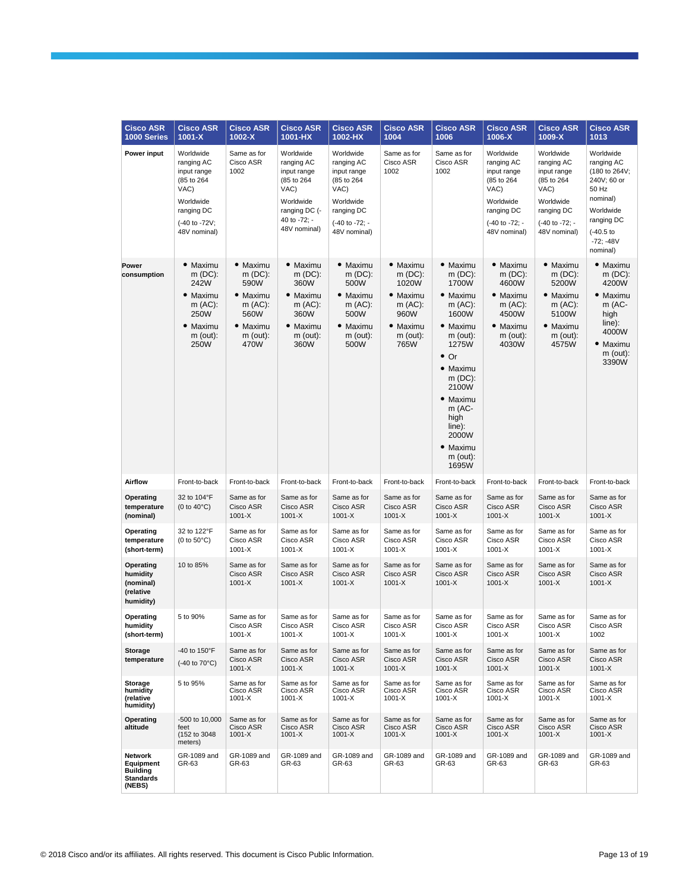| Cisco ASR 1000 Series | Cisco ASR 1001-X | Cisco ASR 1002-X | Cisco ASR 1001-HX | Cisco ASR 1002-HX | Cisco ASR 1004 | Cisco ASR 1006 | Cisco ASR 1006-X | Cisco ASR 1009-X | Cisco ASR 1013 |
|---|---|---|---|---|---|---|---|---|---|
| **Power input** | Worldwide ranging AC input range (85 to 264 VAC)<br>Worldwide ranging DC<br>(-40 to -72V; 48V nominal) | Same as for Cisco ASR 1002 | Worldwide ranging AC input range (85 to 264 VAC)<br>Worldwide ranging DC (-40 to -72; -48V nominal) | Worldwide ranging AC input range (85 to 264 VAC)<br>Worldwide ranging DC<br>(-40 to -72; -48V nominal) | Same as for Cisco ASR 1002 | Same as for Cisco ASR 1002 | Worldwide ranging AC input range (85 to 264 VAC)<br>Worldwide ranging DC<br>(-40 to -72; -48V nominal) | Worldwide ranging AC input range (85 to 264 VAC)<br>Worldwide ranging DC<br>(-40 to -72; -48V nominal) | Worldwide ranging AC (180 to 264V; 240V; 60 or 50 Hz nominal)<br>Worldwide ranging DC<br>(-40.5 to -72; -48V nominal) |
| **Power consumption** | • Maximum (DC): 242W<br>• Maximum (AC): 250W<br>• Maximum (out): 250W | • Maximum (DC): 590W<br>• Maximum (AC): 560W<br>• Maximum (out): 470W | • Maximum (DC): 360W<br>• Maximum (AC): 360W<br>• Maximum (out): 360W | • Maximum (DC): 500W<br>• Maximum (AC): 500W<br>• Maximum (out): 500W | • Maximum (DC): 1020W<br>• Maximum (AC): 960W<br>• Maximum (out): 765W | • Maximum (DC): 1700W<br>• Maximum (AC): 1600W<br>• Maximum (out): 1275W<br>• Or<br>• Maximum (DC): 2100W<br>• Maximum (AC-high line): 2000W<br>• Maximum (out): 1695W | • Maximum (DC): 4600W<br>• Maximum (AC): 4500W<br>• Maximum (out): 4030W | • Maximum (DC): 5200W<br>• Maximum (AC): 5100W<br>• Maximum (out): 4575W | • Maximum (DC): 4200W<br>• Maximum (AC-high line): 4000W<br>• Maximum (out): 3390W |
| **Airflow** | Front-to-back | Front-to-back | Front-to-back | Front-to-back | Front-to-back | Front-to-back | Front-to-back | Front-to-back | Front-to-back |
| **Operating temperature (nominal)** | 32 to 104°F (0 to 40°C) | Same as for Cisco ASR 1001-X | Same as for Cisco ASR 1001-X | Same as for Cisco ASR 1001-X | Same as for Cisco ASR 1001-X | Same as for Cisco ASR 1001-X | Same as for Cisco ASR 1001-X | Same as for Cisco ASR 1001-X | Same as for Cisco ASR 1001-X |
| **Operating temperature (short-term)** | 32 to 122°F (0 to 50°C) | Same as for Cisco ASR 1001-X | Same as for Cisco ASR 1001-X | Same as for Cisco ASR 1001-X | Same as for Cisco ASR 1001-X | Same as for Cisco ASR 1001-X | Same as for Cisco ASR 1001-X | Same as for Cisco ASR 1001-X | Same as for Cisco ASR 1001-X |
| **Operating humidity (nominal) (relative humidity)** | 10 to 85% | Same as for Cisco ASR 1001-X | Same as for Cisco ASR 1001-X | Same as for Cisco ASR 1001-X | Same as for Cisco ASR 1001-X | Same as for Cisco ASR 1001-X | Same as for Cisco ASR 1001-X | Same as for Cisco ASR 1001-X | Same as for Cisco ASR 1001-X |
| **Operating humidity (short-term)** | 5 to 90% | Same as for Cisco ASR 1001-X | Same as for Cisco ASR 1001-X | Same as for Cisco ASR 1001-X | Same as for Cisco ASR 1001-X | Same as for Cisco ASR 1001-X | Same as for Cisco ASR 1001-X | Same as for Cisco ASR 1001-X | Same as for Cisco ASR 1002 |
| **Storage temperature** | -40 to 150°F (-40 to 70°C) | Same as for Cisco ASR 1001-X | Same as for Cisco ASR 1001-X | Same as for Cisco ASR 1001-X | Same as for Cisco ASR 1001-X | Same as for Cisco ASR 1001-X | Same as for Cisco ASR 1001-X | Same as for Cisco ASR 1001-X | Same as for Cisco ASR 1001-X |
| **Storage humidity (relative humidity)** | 5 to 95% | Same as for Cisco ASR 1001-X | Same as for Cisco ASR 1001-X | Same as for Cisco ASR 1001-X | Same as for Cisco ASR 1001-X | Same as for Cisco ASR 1001-X | Same as for Cisco ASR 1001-X | Same as for Cisco ASR 1001-X | Same as for Cisco ASR 1001-X |
| **Operating altitude** | -500 to 10,000 feet (152 to 3048 meters) | Same as for Cisco ASR 1001-X | Same as for Cisco ASR 1001-X | Same as for Cisco ASR 1001-X | Same as for Cisco ASR 1001-X | Same as for Cisco ASR 1001-X | Same as for Cisco ASR 1001-X | Same as for Cisco ASR 1001-X | Same as for Cisco ASR 1001-X |
| **Network Equipment Building Standards (NEBS)** | GR-1089 and GR-63 | GR-1089 and GR-63 | GR-1089 and GR-63 | GR-1089 and GR-63 | GR-1089 and GR-63 | GR-1089 and GR-63 | GR-1089 and GR-63 | GR-1089 and GR-63 | GR-1089 and GR-63 |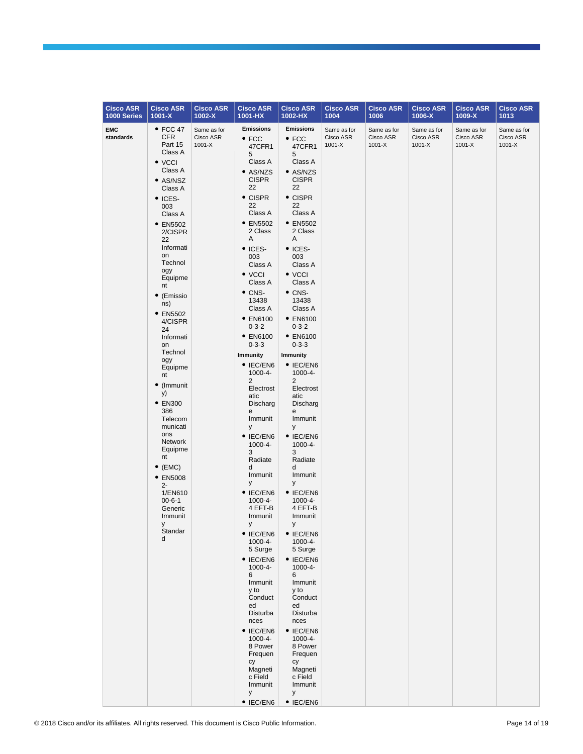| Cisco ASR 1000 Series | Cisco ASR 1001-X | Cisco ASR 1002-X | Cisco ASR 1001-HX | Cisco ASR 1002-HX | Cisco ASR 1004 | Cisco ASR 1006 | Cisco ASR 1006-X | Cisco ASR 1009-X | Cisco ASR 1013 |
|---|---|---|---|---|---|---|---|---|---|
| **EMC standards** | • FCC 47 CFR Part 15 Class A<br>• VCCI Class A<br>• AS/NSZ Class A<br>• ICES-003 Class A<br>• EN55022/CISPR 22 Information Technology Equipment<br>• (Emissions)<br>• EN55024/CISPR 24 Information Technology Equipment<br>• (Immunity)<br>• EN300 386 Telecommunications Network Equipment<br>• (EMC)<br>• EN50082-1/EN61000-6-1 Generic Immunity Standard | Same as for Cisco ASR 1001-X | **Emissions**<br>• FCC 47CFR15 Class A<br>• AS/NZS CISPR 22<br>• CISPR 22 Class A<br>• EN55022 Class A<br>• ICES-003 Class A<br>• VCCI Class A<br>• CNS-13438 Class A<br>• EN61000-3-2<br>• EN61000-3-3<br>**Immunity**<br>• IEC/EN61000-4-2 Electrostatic Discharge Immunity<br>• IEC/EN61000-4-3 Radiated Immunity<br>• IEC/EN61000-4-4 EFT-B Immunity<br>• IEC/EN61000-4-5 Surge<br>• IEC/EN61000-4-6 Immunity to Conducted Disturbances<br>• IEC/EN61000-4-8 Power Frequency Magnetic Field Immunity<br>• IEC/EN6 | **Emissions**<br>• FCC 47CFR15 Class A<br>• AS/NZS CISPR 22<br>• CISPR 22 Class A<br>• EN55022 Class A<br>• ICES-003 Class A<br>• VCCI Class A<br>• CNS-13438 Class A<br>• EN61000-3-2<br>• EN61000-3-3<br>**Immunity**<br>• IEC/EN61000-4-2 Electrostatic Discharge Immunity<br>• IEC/EN61000-4-3 Radiated Immunity<br>• IEC/EN61000-4-4 EFT-B Immunity<br>• IEC/EN61000-4-5 Surge<br>• IEC/EN61000-4-6 Immunity to Conducted Disturbances<br>• IEC/EN61000-4-8 Power Frequency Magnetic Field Immunity<br>• IEC/EN6 | Same as for Cisco ASR 1001-X | Same as for Cisco ASR 1001-X | Same as for Cisco ASR 1001-X | Same as for Cisco ASR 1001-X | Same as for Cisco ASR 1001-X |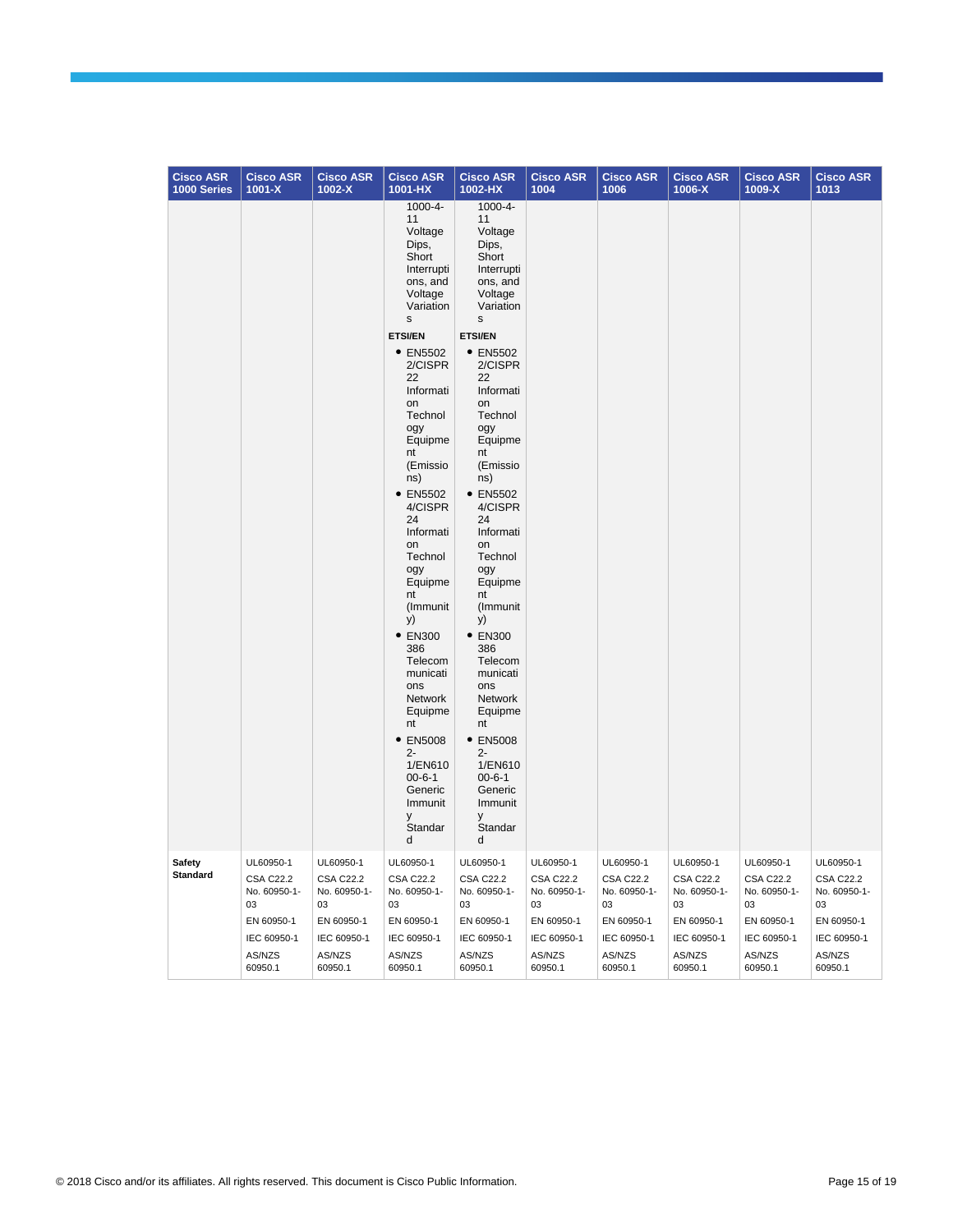| Cisco ASR 1000 Series | Cisco ASR 1001-X | Cisco ASR 1002-X | Cisco ASR 1001-HX | Cisco ASR 1002-HX | Cisco ASR 1004 | Cisco ASR 1006 | Cisco ASR 1006-X | Cisco ASR 1009-X | Cisco ASR 1013 |
|---|---|---|---|---|---|---|---|---|---|
| | | | 1000-4-11 Voltage Dips, Short Interruptions, and Voltage Variations<br>**ETSI/EN**<br>• EN55022/CISPR22 Information Technology Equipment (Emissions)<br>• EN55024/CISPR24 Information Technology Equipment (Immunity)<br>• EN300 386 Telecommunications Network Equipment<br>• EN50082-1/EN61000-6-1 Generic Immunity Standard | 1000-4-11 Voltage Dips, Short Interruptions, and Voltage Variations<br>**ETSI/EN**<br>• EN55022/CISPR22 Information Technology Equipment (Emissions)<br>• EN55024/CISPR24 Information Technology Equipment (Immunity)<br>• EN300 386 Telecommunications Network Equipment<br>• EN50082-1/EN61000-6-1 Generic Immunity Standard | | | | | |
| **Safety Standard** | UL60950-1<br>CSA C22.2 No. 60950-1-03<br>EN 60950-1<br>IEC 60950-1<br>AS/NZS 60950.1 | UL60950-1<br>CSA C22.2 No. 60950-1-03<br>EN 60950-1<br>IEC 60950-1<br>AS/NZS 60950.1 | UL60950-1<br>CSA C22.2 No. 60950-1-03<br>EN 60950-1<br>IEC 60950-1<br>AS/NZS 60950.1 | UL60950-1<br>CSA C22.2 No. 60950-1-03<br>EN 60950-1<br>IEC 60950-1<br>AS/NZS 60950.1 | UL60950-1<br>CSA C22.2 No. 60950-1-03<br>EN 60950-1<br>IEC 60950-1<br>AS/NZS 60950.1 | UL60950-1<br>CSA C22.2 No. 60950-1-03<br>EN 60950-1<br>IEC 60950-1<br>AS/NZS 60950.1 | UL60950-1<br>CSA C22.2 No. 60950-1-03<br>EN 60950-1<br>IEC 60950-1<br>AS/NZS 60950.1 | UL60950-1<br>CSA C22.2 No. 60950-1-03<br>EN 60950-1<br>IEC 60950-1<br>AS/NZS 60950.1 | UL60950-1<br>CSA C22.2 No. 60950-1-03<br>EN 60950-1<br>IEC 60950-1<br>AS/NZS 60950.1 |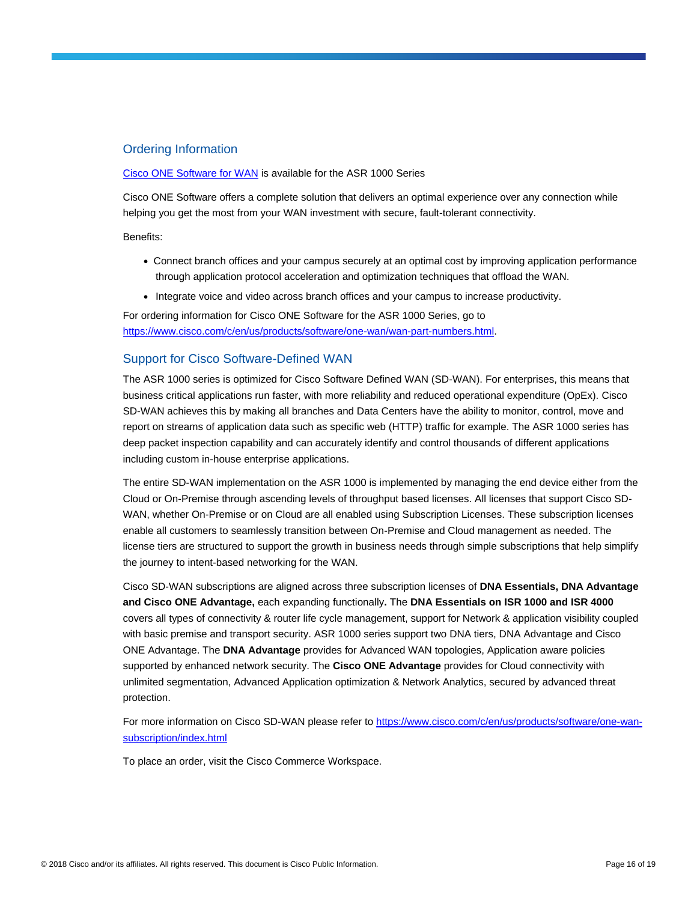## Ordering Information

[Cisco ONE Software for WAN](#) is available for the ASR 1000 Series

Cisco ONE Software offers a complete solution that delivers an optimal experience over any connection while helping you get the most from your WAN investment with secure, fault-tolerant connectivity.

Benefits:

- Connect branch offices and your campus securely at an optimal cost by improving application performance through application protocol acceleration and optimization techniques that offload the WAN.
- Integrate voice and video across branch offices and your campus to increase productivity.

For ordering information for Cisco ONE Software for the ASR 1000 Series, go to https://www.cisco.com/c/en/us/products/software/one-wan/wan-part-numbers.html.

## Support for Cisco Software-Defined WAN

The ASR 1000 series is optimized for Cisco Software Defined WAN (SD-WAN). For enterprises, this means that business critical applications run faster, with more reliability and reduced operational expenditure (OpEx). Cisco SD-WAN achieves this by making all branches and Data Centers have the ability to monitor, control, move and report on streams of application data such as specific web (HTTP) traffic for example. The ASR 1000 series has deep packet inspection capability and can accurately identify and control thousands of different applications including custom in-house enterprise applications.

The entire SD-WAN implementation on the ASR 1000 is implemented by managing the end device either from the Cloud or On-Premise through ascending levels of throughput based licenses. All licenses that support Cisco SD-WAN, whether On-Premise or on Cloud are all enabled using Subscription Licenses. These subscription licenses enable all customers to seamlessly transition between On-Premise and Cloud management as needed. The license tiers are structured to support the growth in business needs through simple subscriptions that help simplify the journey to intent-based networking for the WAN.

Cisco SD-WAN subscriptions are aligned across three subscription licenses of **DNA Essentials, DNA Advantage and Cisco ONE Advantage,** each expanding functionally**.** The **DNA Essentials on ISR 1000 and ISR 4000** covers all types of connectivity & router life cycle management, support for Network & application visibility coupled with basic premise and transport security. ASR 1000 series support two DNA tiers, DNA Advantage and Cisco ONE Advantage. The **DNA Advantage** provides for Advanced WAN topologies, Application aware policies supported by enhanced network security. The **Cisco ONE Advantage** provides for Cloud connectivity with unlimited segmentation, Advanced Application optimization & Network Analytics, secured by advanced threat protection.

For more information on Cisco SD-WAN please refer to https://www.cisco.com/c/en/us/products/software/one-wan-subscription/index.html

To place an order, visit the Cisco Commerce Workspace.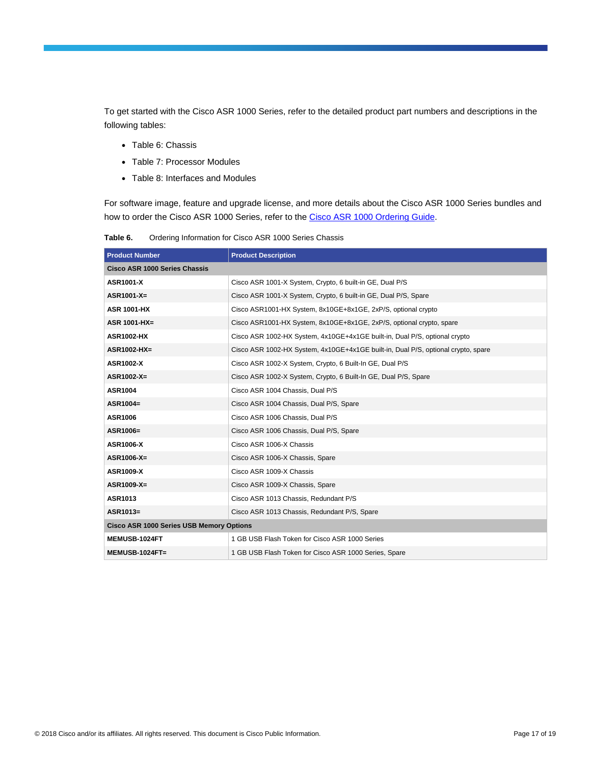To get started with the Cisco ASR 1000 Series, refer to the detailed product part numbers and descriptions in the following tables:

- Table 6: Chassis
- Table 7: Processor Modules
- Table 8: Interfaces and Modules

For software image, feature and upgrade license, and more details about the Cisco ASR 1000 Series bundles and how to order the Cisco ASR 1000 Series, refer to the Cisco ASR 1000 Ordering Guide.

**Table 6.** Ordering Information for Cisco ASR 1000 Series Chassis

| Product Number | Product Description |
|---|---|
| **Cisco ASR 1000 Series Chassis** | |
| **ASR1001-X** | Cisco ASR 1001-X System, Crypto, 6 built-in GE, Dual P/S |
| **ASR1001-X=** | Cisco ASR 1001-X System, Crypto, 6 built-in GE, Dual P/S, Spare |
| **ASR 1001-HX** | Cisco ASR1001-HX System, 8x10GE+8x1GE, 2xP/S, optional crypto |
| **ASR 1001-HX=** | Cisco ASR1001-HX System, 8x10GE+8x1GE, 2xP/S, optional crypto, spare |
| **ASR1002-HX** | Cisco ASR 1002-HX System, 4x10GE+4x1GE built-in, Dual P/S, optional crypto |
| **ASR1002-HX=** | Cisco ASR 1002-HX System, 4x10GE+4x1GE built-in, Dual P/S, optional crypto, spare |
| **ASR1002-X** | Cisco ASR 1002-X System, Crypto, 6 Built-In GE, Dual P/S |
| **ASR1002-X=** | Cisco ASR 1002-X System, Crypto, 6 Built-In GE, Dual P/S, Spare |
| **ASR1004** | Cisco ASR 1004 Chassis, Dual P/S |
| **ASR1004=** | Cisco ASR 1004 Chassis, Dual P/S, Spare |
| **ASR1006** | Cisco ASR 1006 Chassis, Dual P/S |
| **ASR1006=** | Cisco ASR 1006 Chassis, Dual P/S, Spare |
| **ASR1006-X** | Cisco ASR 1006-X Chassis |
| **ASR1006-X=** | Cisco ASR 1006-X Chassis, Spare |
| **ASR1009-X** | Cisco ASR 1009-X Chassis |
| **ASR1009-X=** | Cisco ASR 1009-X Chassis, Spare |
| **ASR1013** | Cisco ASR 1013 Chassis, Redundant P/S |
| **ASR1013=** | Cisco ASR 1013 Chassis, Redundant P/S, Spare |
| **Cisco ASR 1000 Series USB Memory Options** | |
| **MEMUSB-1024FT** | 1 GB USB Flash Token for Cisco ASR 1000 Series |
| **MEMUSB-1024FT=** | 1 GB USB Flash Token for Cisco ASR 1000 Series, Spare |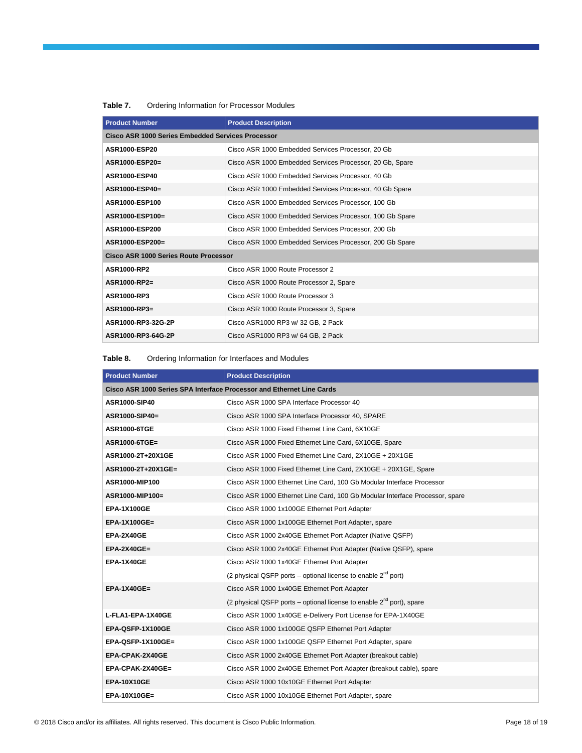**Table 7.** Ordering Information for Processor Modules

| Product Number | Product Description |
|---|---|
| **Cisco ASR 1000 Series Embedded Services Processor** | |
| **ASR1000-ESP20** | Cisco ASR 1000 Embedded Services Processor, 20 Gb |
| **ASR1000-ESP20=** | Cisco ASR 1000 Embedded Services Processor, 20 Gb, Spare |
| **ASR1000-ESP40** | Cisco ASR 1000 Embedded Services Processor, 40 Gb |
| **ASR1000-ESP40=** | Cisco ASR 1000 Embedded Services Processor, 40 Gb Spare |
| **ASR1000-ESP100** | Cisco ASR 1000 Embedded Services Processor, 100 Gb |
| **ASR1000-ESP100=** | Cisco ASR 1000 Embedded Services Processor, 100 Gb Spare |
| **ASR1000-ESP200** | Cisco ASR 1000 Embedded Services Processor, 200 Gb |
| **ASR1000-ESP200=** | Cisco ASR 1000 Embedded Services Processor, 200 Gb Spare |
| **Cisco ASR 1000 Series Route Processor** | |
| **ASR1000-RP2** | Cisco ASR 1000 Route Processor 2 |
| **ASR1000-RP2=** | Cisco ASR 1000 Route Processor 2, Spare |
| **ASR1000-RP3** | Cisco ASR 1000 Route Processor 3 |
| **ASR1000-RP3=** | Cisco ASR 1000 Route Processor 3, Spare |
| **ASR1000-RP3-32G-2P** | Cisco ASR1000 RP3 w/ 32 GB, 2 Pack |
| **ASR1000-RP3-64G-2P** | Cisco ASR1000 RP3 w/ 64 GB, 2 Pack |

**Table 8.** Ordering Information for Interfaces and Modules

| Product Number | Product Description |
|---|---|
| **Cisco ASR 1000 Series SPA Interface Processor and Ethernet Line Cards** | |
| **ASR1000-SIP40** | Cisco ASR 1000 SPA Interface Processor 40 |
| **ASR1000-SIP40=** | Cisco ASR 1000 SPA Interface Processor 40, SPARE |
| **ASR1000-6TGE** | Cisco ASR 1000 Fixed Ethernet Line Card, 6X10GE |
| **ASR1000-6TGE=** | Cisco ASR 1000 Fixed Ethernet Line Card, 6X10GE, Spare |
| **ASR1000-2T+20X1GE** | Cisco ASR 1000 Fixed Ethernet Line Card, 2X10GE + 20X1GE |
| **ASR1000-2T+20X1GE=** | Cisco ASR 1000 Fixed Ethernet Line Card, 2X10GE + 20X1GE, Spare |
| **ASR1000-MIP100** | Cisco ASR 1000 Ethernet Line Card, 100 Gb Modular Interface Processor |
| **ASR1000-MIP100=** | Cisco ASR 1000 Ethernet Line Card, 100 Gb Modular Interface Processor, spare |
| **EPA-1X100GE** | Cisco ASR 1000 1x100GE Ethernet Port Adapter |
| **EPA-1X100GE=** | Cisco ASR 1000 1x100GE Ethernet Port Adapter, spare |
| **EPA-2X40GE** | Cisco ASR 1000 2x40GE Ethernet Port Adapter (Native QSFP) |
| **EPA-2X40GE=** | Cisco ASR 1000 2x40GE Ethernet Port Adapter (Native QSFP), spare |
| **EPA-1X40GE** | Cisco ASR 1000 1x40GE Ethernet Port Adapter (2 physical QSFP ports – optional license to enable 2nd port) |
| **EPA-1X40GE=** | Cisco ASR 1000 1x40GE Ethernet Port Adapter (2 physical QSFP ports – optional license to enable 2nd port), spare |
| **L-FLA1-EPA-1X40GE** | Cisco ASR 1000 1x40GE e-Delivery Port License for EPA-1X40GE |
| **EPA-QSFP-1X100GE** | Cisco ASR 1000 1x100GE QSFP Ethernet Port Adapter |
| **EPA-QSFP-1X100GE=** | Cisco ASR 1000 1x100GE QSFP Ethernet Port Adapter, spare |
| **EPA-CPAK-2X40GE** | Cisco ASR 1000 2x40GE Ethernet Port Adapter (breakout cable) |
| **EPA-CPAK-2X40GE=** | Cisco ASR 1000 2x40GE Ethernet Port Adapter (breakout cable), spare |
| **EPA-10X10GE** | Cisco ASR 1000 10x10GE Ethernet Port Adapter |
| **EPA-10X10GE=** | Cisco ASR 1000 10x10GE Ethernet Port Adapter, spare |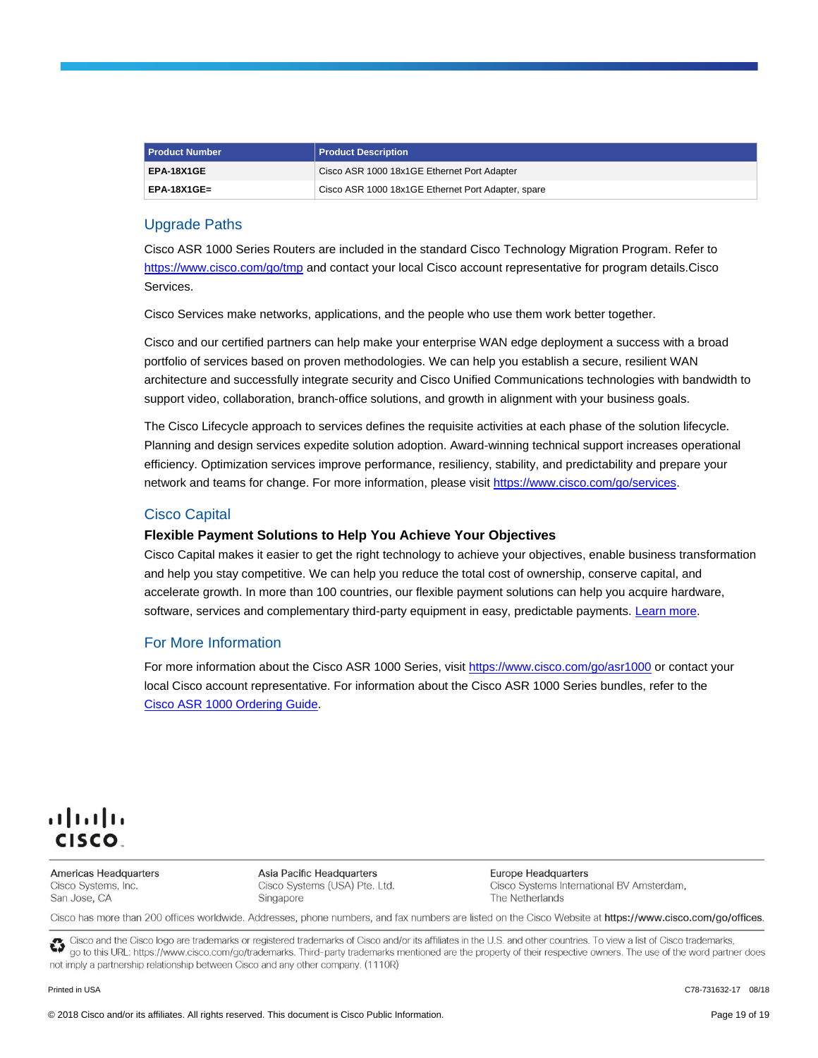| Product Number | Product Description |
| --- | --- |
| **EPA-18X1GE** | Cisco ASR 1000 18x1GE Ethernet Port Adapter |
| **EPA-18X1GE=** | Cisco ASR 1000 18x1GE Ethernet Port Adapter, spare |

## Upgrade Paths

Cisco ASR 1000 Series Routers are included in the standard Cisco Technology Migration Program. Refer to https://www.cisco.com/go/tmp and contact your local Cisco account representative for program details.Cisco Services.

Cisco Services make networks, applications, and the people who use them work better together.

Cisco and our certified partners can help make your enterprise WAN edge deployment a success with a broad portfolio of services based on proven methodologies. We can help you establish a secure, resilient WAN architecture and successfully integrate security and Cisco Unified Communications technologies with bandwidth to support video, collaboration, branch-office solutions, and growth in alignment with your business goals.

The Cisco Lifecycle approach to services defines the requisite activities at each phase of the solution lifecycle. Planning and design services expedite solution adoption. Award-winning technical support increases operational efficiency. Optimization services improve performance, resiliency, stability, and predictability and prepare your network and teams for change. For more information, please visit https://www.cisco.com/go/services.

## Cisco Capital

### Flexible Payment Solutions to Help You Achieve Your Objectives

Cisco Capital makes it easier to get the right technology to achieve your objectives, enable business transformation and help you stay competitive. We can help you reduce the total cost of ownership, conserve capital, and accelerate growth. In more than 100 countries, our flexible payment solutions can help you acquire hardware, software, services and complementary third-party equipment in easy, predictable payments. Learn more.

## For More Information

For more information about the Cisco ASR 1000 Series, visit https://www.cisco.com/go/asr1000 or contact your local Cisco account representative. For information about the Cisco ASR 1000 Series bundles, refer to the Cisco ASR 1000 Ordering Guide.

Americas Headquarters
Cisco Systems, Inc.
San Jose, CA

Asia Pacific Headquarters
Cisco Systems (USA) Pte. Ltd.
Singapore

Europe Headquarters
Cisco Systems International BV Amsterdam,
The Netherlands

Cisco has more than 200 offices worldwide. Addresses, phone numbers, and fax numbers are listed on the Cisco Website at **https://www.cisco.com/go/offices.**

Cisco and the Cisco logo are trademarks or registered trademarks of Cisco and/or its affiliates in the U.S. and other countries. To view a list of Cisco trademarks, go to this URL: https://www.cisco.com/go/trademarks. Third-party trademarks mentioned are the property of their respective owners. The use of the word partner does not imply a partnership relationship between Cisco and any other company. (1110R)

Printed in USA

C78-731632-17 08/18

© 2018 Cisco and/or its affiliates. All rights reserved. This document is Cisco Public Information.